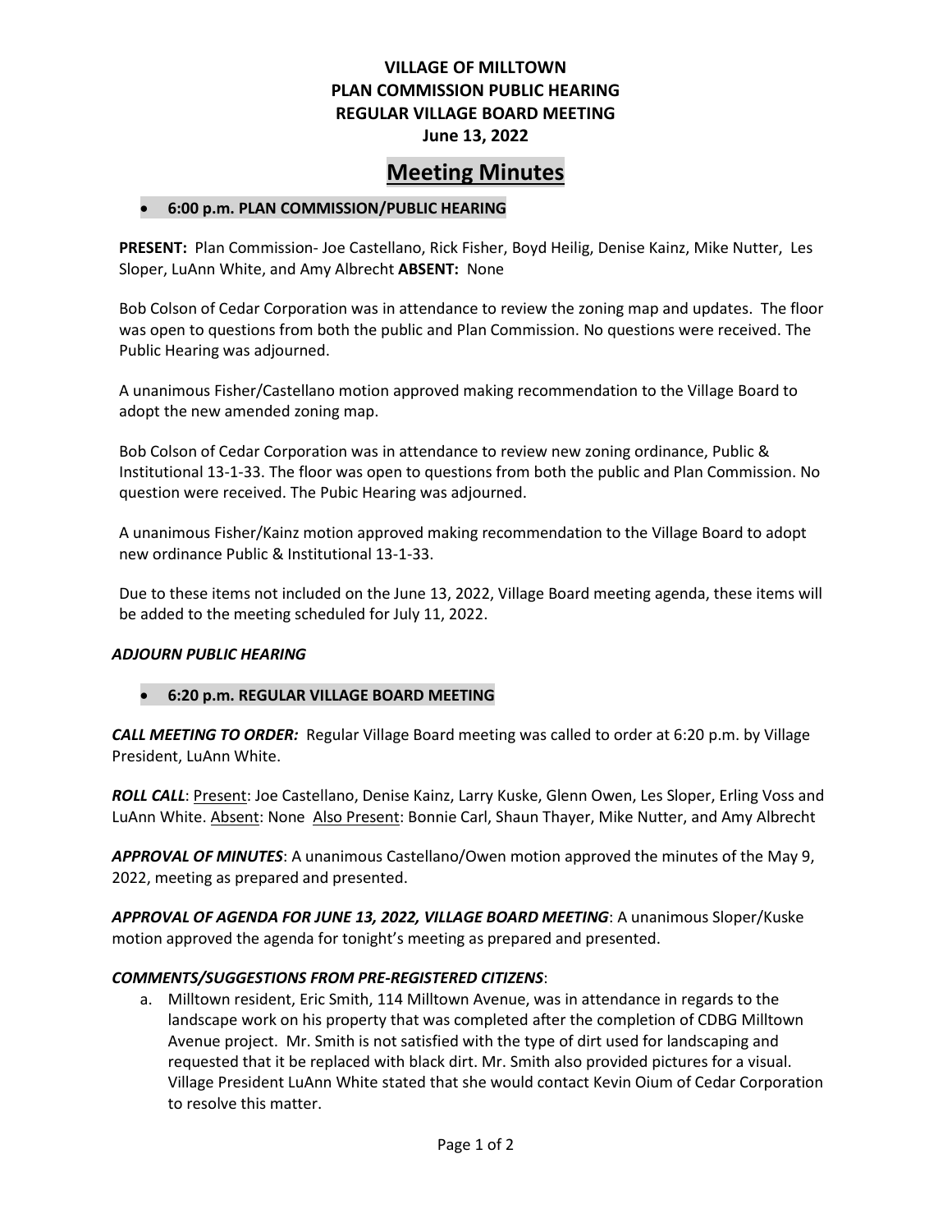**VILLAGE OF MILLTOWN**
**PLAN COMMISSION PUBLIC HEARING**
**REGULAR VILLAGE BOARD MEETING**
**June 13, 2022**

# Meeting Minutes

- **6:00 p.m. PLAN COMMISSION/PUBLIC HEARING**

**PRESENT:** Plan Commission- Joe Castellano, Rick Fisher, Boyd Heilig, Denise Kainz, Mike Nutter, Les Sloper, LuAnn White, and Amy Albrecht **ABSENT:** None

Bob Colson of Cedar Corporation was in attendance to review the zoning map and updates. The floor was open to questions from both the public and Plan Commission. No questions were received. The Public Hearing was adjourned.

A unanimous Fisher/Castellano motion approved making recommendation to the Village Board to adopt the new amended zoning map.

Bob Colson of Cedar Corporation was in attendance to review new zoning ordinance, Public & Institutional 13-1-33. The floor was open to questions from both the public and Plan Commission. No question were received. The Pubic Hearing was adjourned.

A unanimous Fisher/Kainz motion approved making recommendation to the Village Board to adopt new ordinance Public & Institutional 13-1-33.

Due to these items not included on the June 13, 2022, Village Board meeting agenda, these items will be added to the meeting scheduled for July 11, 2022.

***ADJOURN PUBLIC HEARING***

- **6:20 p.m. REGULAR VILLAGE BOARD MEETING**

***CALL MEETING TO ORDER:*** Regular Village Board meeting was called to order at 6:20 p.m. by Village President, LuAnn White.

***ROLL CALL***: Present: Joe Castellano, Denise Kainz, Larry Kuske, Glenn Owen, Les Sloper, Erling Voss and LuAnn White. Absent: None Also Present: Bonnie Carl, Shaun Thayer, Mike Nutter, and Amy Albrecht

***APPROVAL OF MINUTES***: A unanimous Castellano/Owen motion approved the minutes of the May 9, 2022, meeting as prepared and presented.

***APPROVAL OF AGENDA FOR JUNE 13, 2022, VILLAGE BOARD MEETING***: A unanimous Sloper/Kuske motion approved the agenda for tonight's meeting as prepared and presented.

***COMMENTS/SUGGESTIONS FROM PRE-REGISTERED CITIZENS***:

a. Milltown resident, Eric Smith, 114 Milltown Avenue, was in attendance in regards to the landscape work on his property that was completed after the completion of CDBG Milltown Avenue project. Mr. Smith is not satisfied with the type of dirt used for landscaping and requested that it be replaced with black dirt. Mr. Smith also provided pictures for a visual. Village President LuAnn White stated that she would contact Kevin Oium of Cedar Corporation to resolve this matter.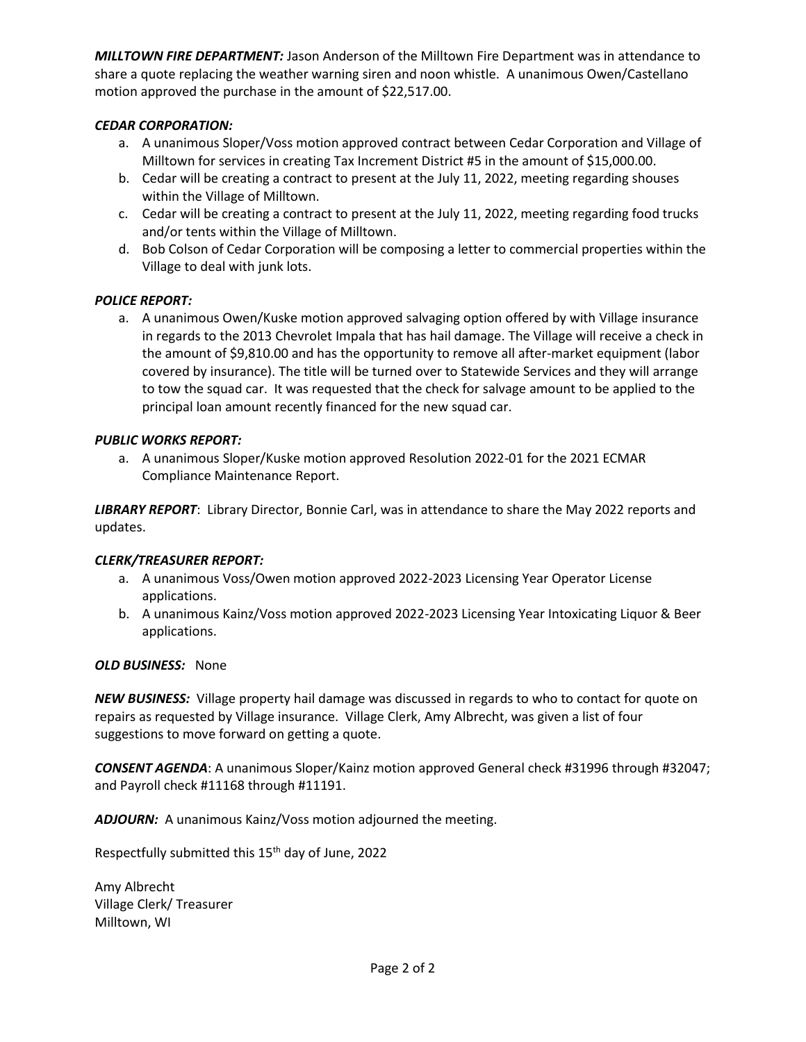***MILLTOWN FIRE DEPARTMENT:*** Jason Anderson of the Milltown Fire Department was in attendance to share a quote replacing the weather warning siren and noon whistle. A unanimous Owen/Castellano motion approved the purchase in the amount of $22,517.00.

***CEDAR CORPORATION:***

a. A unanimous Sloper/Voss motion approved contract between Cedar Corporation and Village of Milltown for services in creating Tax Increment District #5 in the amount of $15,000.00.
b. Cedar will be creating a contract to present at the July 11, 2022, meeting regarding shouses within the Village of Milltown.
c. Cedar will be creating a contract to present at the July 11, 2022, meeting regarding food trucks and/or tents within the Village of Milltown.
d. Bob Colson of Cedar Corporation will be composing a letter to commercial properties within the Village to deal with junk lots.

***POLICE REPORT:***

a. A unanimous Owen/Kuske motion approved salvaging option offered by with Village insurance in regards to the 2013 Chevrolet Impala that has hail damage. The Village will receive a check in the amount of $9,810.00 and has the opportunity to remove all after-market equipment (labor covered by insurance). The title will be turned over to Statewide Services and they will arrange to tow the squad car. It was requested that the check for salvage amount to be applied to the principal loan amount recently financed for the new squad car.

***PUBLIC WORKS REPORT:***

a. A unanimous Sloper/Kuske motion approved Resolution 2022-01 for the 2021 ECMAR Compliance Maintenance Report.

***LIBRARY REPORT***: Library Director, Bonnie Carl, was in attendance to share the May 2022 reports and updates.

***CLERK/TREASURER REPORT:***

a. A unanimous Voss/Owen motion approved 2022-2023 Licensing Year Operator License applications.
b. A unanimous Kainz/Voss motion approved 2022-2023 Licensing Year Intoxicating Liquor & Beer applications.

***OLD BUSINESS:*** None

***NEW BUSINESS:*** Village property hail damage was discussed in regards to who to contact for quote on repairs as requested by Village insurance. Village Clerk, Amy Albrecht, was given a list of four suggestions to move forward on getting a quote.

***CONSENT AGENDA***: A unanimous Sloper/Kainz motion approved General check #31996 through #32047; and Payroll check #11168 through #11191.

***ADJOURN:*** A unanimous Kainz/Voss motion adjourned the meeting.

Respectfully submitted this 15th day of June, 2022

Amy Albrecht
Village Clerk/ Treasurer
Milltown, WI